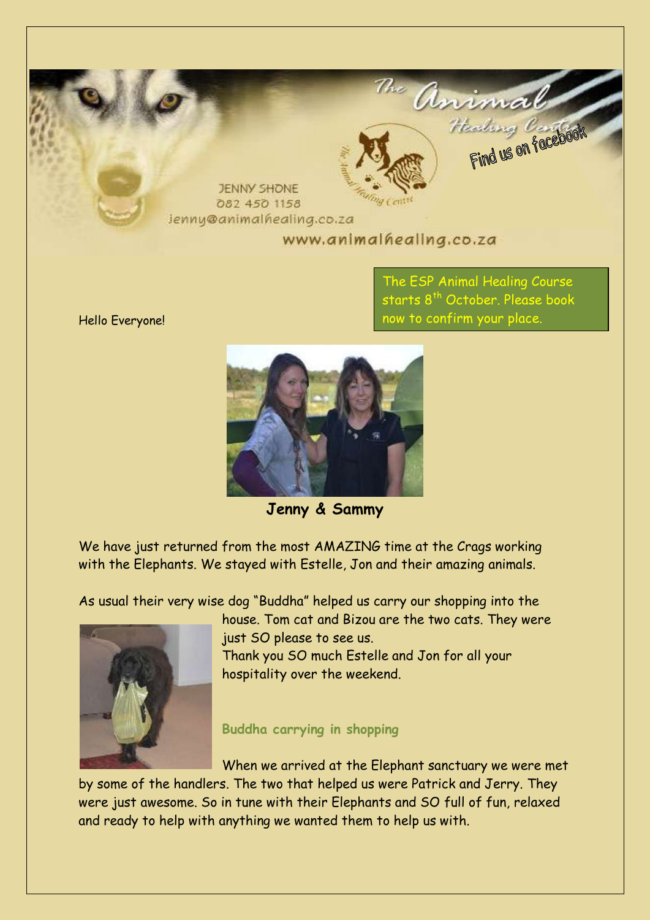The Animal Healing Centre

Find us on facebook

JENNY SHONE
082 450 1158
jenny@animalhealing.co.za
www.animalhealing.co.za

The ESP Animal Healing Course starts 8th October. Please book now to confirm your place.

Hello Everyone!

**Jenny & Sammy**

We have just returned from the most AMAZING time at the Crags working with the Elephants. We stayed with Estelle, Jon and their amazing animals.

As usual their very wise dog "Buddha" helped us carry our shopping into the house. Tom cat and Bizou are the two cats. They were just SO please to see us.
Thank you SO much Estelle and Jon for all your hospitality over the weekend.

**Buddha carrying in shopping**

When we arrived at the Elephant sanctuary we were met by some of the handlers. The two that helped us were Patrick and Jerry. They were just awesome. So in tune with their Elephants and SO full of fun, relaxed and ready to help with anything we wanted them to help us with.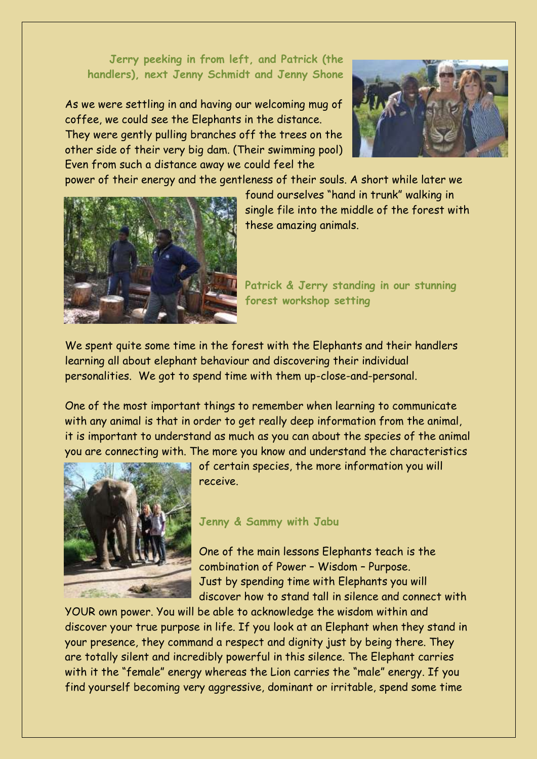**Jerry peeking in from left, and Patrick (the handlers), next Jenny Schmidt and Jenny Shone**

As we were settling in and having our welcoming mug of coffee, we could see the Elephants in the distance. They were gently pulling branches off the trees on the other side of their very big dam. (Their swimming pool) Even from such a distance away we could feel the power of their energy and the gentleness of their souls. A short while later we found ourselves "hand in trunk" walking in single file into the middle of the forest with these amazing animals.

**Patrick & Jerry standing in our stunning forest workshop setting**

We spent quite some time in the forest with the Elephants and their handlers learning all about elephant behaviour and discovering their individual personalities. We got to spend time with them up-close-and-personal.

One of the most important things to remember when learning to communicate with any animal is that in order to get really deep information from the animal, it is important to understand as much as you can about the species of the animal you are connecting with. The more you know and understand the characteristics of certain species, the more information you will receive.

**Jenny & Sammy with Jabu**

One of the main lessons Elephants teach is the combination of Power – Wisdom – Purpose. Just by spending time with Elephants you will discover how to stand tall in silence and connect with YOUR own power. You will be able to acknowledge the wisdom within and discover your true purpose in life. If you look at an Elephant when they stand in your presence, they command a respect and dignity just by being there. They are totally silent and incredibly powerful in this silence. The Elephant carries with it the "female" energy whereas the Lion carries the "male" energy. If you find yourself becoming very aggressive, dominant or irritable, spend some time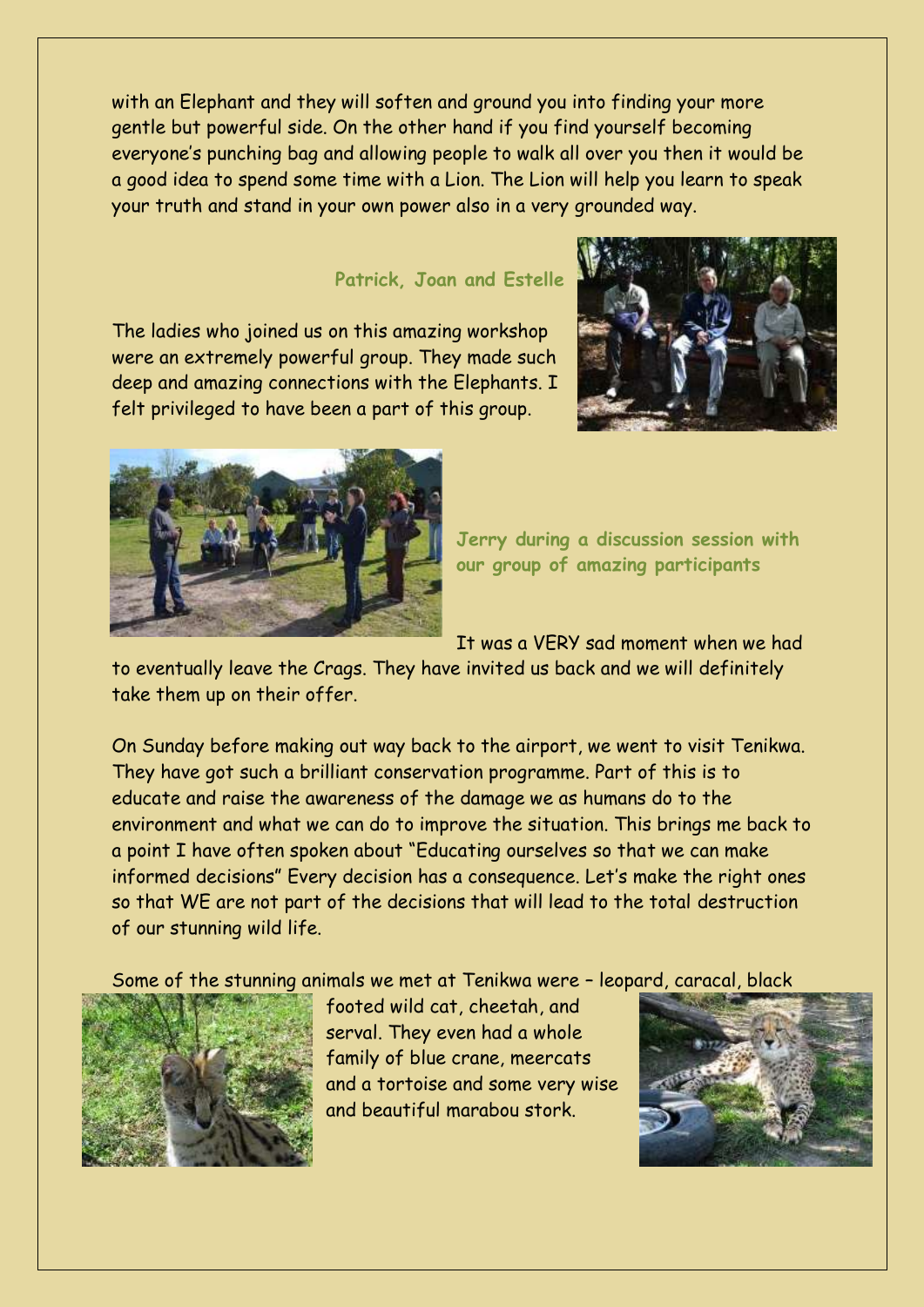with an Elephant and they will soften and ground you into finding your more gentle but powerful side. On the other hand if you find yourself becoming everyone's punching bag and allowing people to walk all over you then it would be a good idea to spend some time with a Lion. The Lion will help you learn to speak your truth and stand in your own power also in a very grounded way.

**Patrick, Joan and Estelle**

The ladies who joined us on this amazing workshop were an extremely powerful group. They made such deep and amazing connections with the Elephants. I felt privileged to have been a part of this group.

**Jerry during a discussion session with our group of amazing participants**

It was a VERY sad moment when we had to eventually leave the Crags. They have invited us back and we will definitely take them up on their offer.

On Sunday before making out way back to the airport, we went to visit Tenikwa. They have got such a brilliant conservation programme. Part of this is to educate and raise the awareness of the damage we as humans do to the environment and what we can do to improve the situation. This brings me back to a point I have often spoken about "Educating ourselves so that we can make informed decisions" Every decision has a consequence. Let's make the right ones so that WE are not part of the decisions that will lead to the total destruction of our stunning wild life.

Some of the stunning animals we met at Tenikwa were – leopard, caracal, black footed wild cat, cheetah, and serval. They even had a whole family of blue crane, meercats and a tortoise and some very wise and beautiful marabou stork.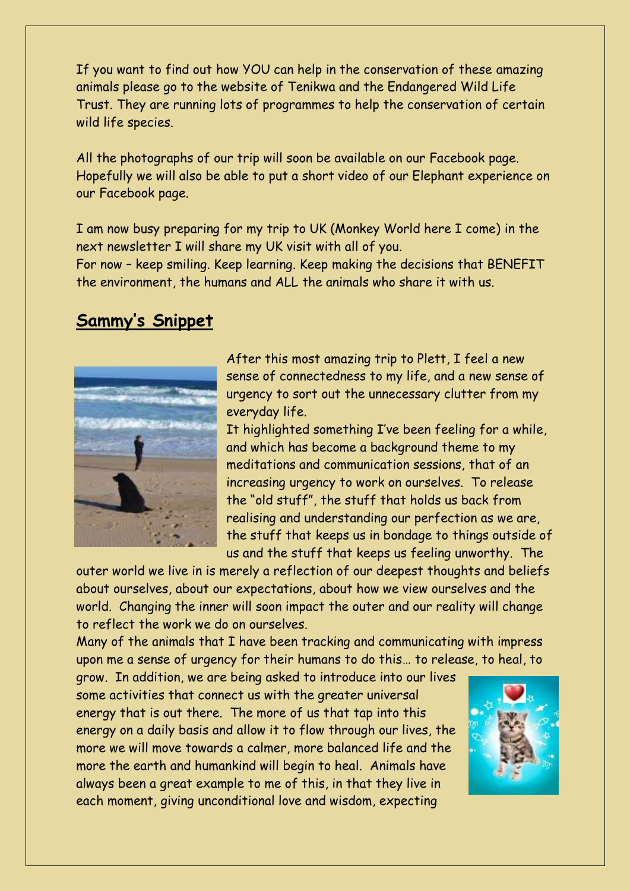If you want to find out how YOU can help in the conservation of these amazing animals please go to the website of Tenikwa and the Endangered Wild Life Trust. They are running lots of programmes to help the conservation of certain wild life species.

All the photographs of our trip will soon be available on our Facebook page. Hopefully we will also be able to put a short video of our Elephant experience on our Facebook page.

I am now busy preparing for my trip to UK (Monkey World here I come) in the next newsletter I will share my UK visit with all of you.
For now – keep smiling. Keep learning. Keep making the decisions that BENEFIT the environment, the humans and ALL the animals who share it with us.

## Sammy's Snippet

After this most amazing trip to Plett, I feel a new sense of connectedness to my life, and a new sense of urgency to sort out the unnecessary clutter from my everyday life.
It highlighted something I've been feeling for a while, and which has become a background theme to my meditations and communication sessions, that of an increasing urgency to work on ourselves. To release the "old stuff", the stuff that holds us back from realising and understanding our perfection as we are, the stuff that keeps us in bondage to things outside of us and the stuff that keeps us feeling unworthy. The outer world we live in is merely a reflection of our deepest thoughts and beliefs about ourselves, about our expectations, about how we view ourselves and the world. Changing the inner will soon impact the outer and our reality will change to reflect the work we do on ourselves.
Many of the animals that I have been tracking and communicating with impress upon me a sense of urgency for their humans to do this… to release, to heal, to grow. In addition, we are being asked to introduce into our lives some activities that connect us with the greater universal energy that is out there. The more of us that tap into this energy on a daily basis and allow it to flow through our lives, the more we will move towards a calmer, more balanced life and the more the earth and humankind will begin to heal. Animals have always been a great example to me of this, in that they live in each moment, giving unconditional love and wisdom, expecting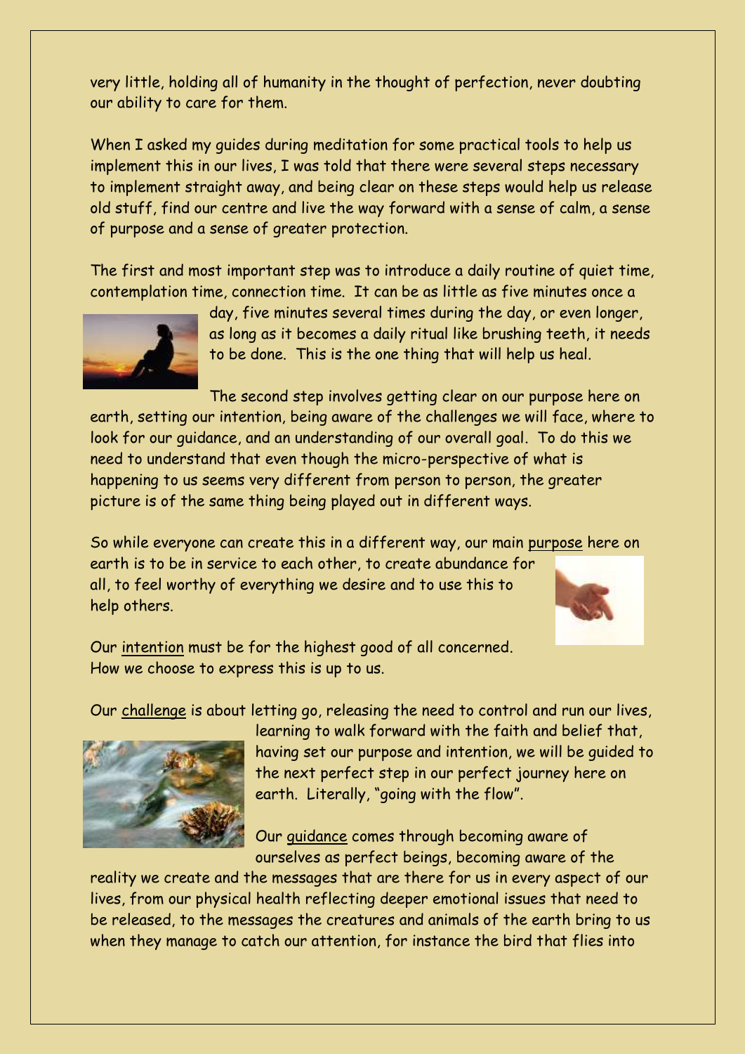very little, holding all of humanity in the thought of perfection, never doubting our ability to care for them.

When I asked my guides during meditation for some practical tools to help us implement this in our lives, I was told that there were several steps necessary to implement straight away, and being clear on these steps would help us release old stuff, find our centre and live the way forward with a sense of calm, a sense of purpose and a sense of greater protection.

The first and most important step was to introduce a daily routine of quiet time, contemplation time, connection time. It can be as little as five minutes once a day, five minutes several times during the day, or even longer, as long as it becomes a daily ritual like brushing teeth, it needs to be done. This is the one thing that will help us heal.

The second step involves getting clear on our purpose here on earth, setting our intention, being aware of the challenges we will face, where to look for our guidance, and an understanding of our overall goal. To do this we need to understand that even though the micro-perspective of what is happening to us seems very different from person to person, the greater picture is of the same thing being played out in different ways.

So while everyone can create this in a different way, our main purpose here on earth is to be in service to each other, to create abundance for all, to feel worthy of everything we desire and to use this to help others.

Our intention must be for the highest good of all concerned. How we choose to express this is up to us.

Our challenge is about letting go, releasing the need to control and run our lives, learning to walk forward with the faith and belief that, having set our purpose and intention, we will be guided to the next perfect step in our perfect journey here on earth. Literally, "going with the flow".

Our guidance comes through becoming aware of ourselves as perfect beings, becoming aware of the reality we create and the messages that are there for us in every aspect of our lives, from our physical health reflecting deeper emotional issues that need to be released, to the messages the creatures and animals of the earth bring to us when they manage to catch our attention, for instance the bird that flies into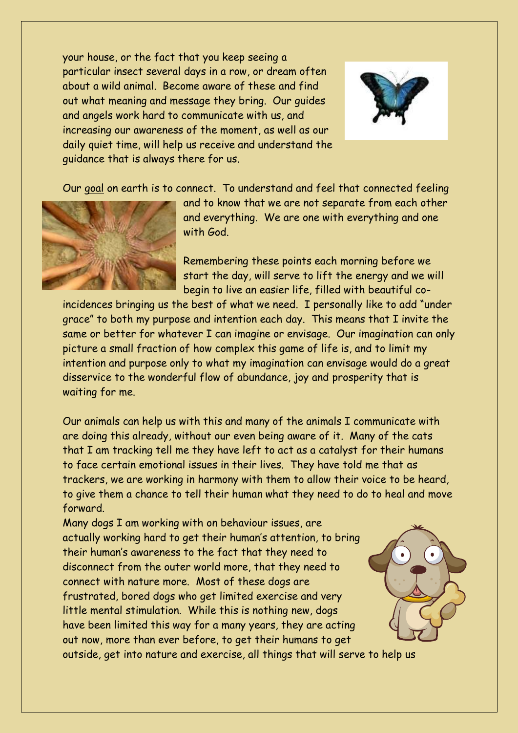your house, or the fact that you keep seeing a particular insect several days in a row, or dream often about a wild animal. Become aware of these and find out what meaning and message they bring. Our guides and angels work hard to communicate with us, and increasing our awareness of the moment, as well as our daily quiet time, will help us receive and understand the guidance that is always there for us.

Our goal on earth is to connect. To understand and feel that connected feeling and to know that we are not separate from each other and everything. We are one with everything and one with God.

Remembering these points each morning before we start the day, will serve to lift the energy and we will begin to live an easier life, filled with beautiful co-incidences bringing us the best of what we need. I personally like to add "under grace" to both my purpose and intention each day. This means that I invite the same or better for whatever I can imagine or envisage. Our imagination can only picture a small fraction of how complex this game of life is, and to limit my intention and purpose only to what my imagination can envisage would do a great disservice to the wonderful flow of abundance, joy and prosperity that is waiting for me.

Our animals can help us with this and many of the animals I communicate with are doing this already, without our even being aware of it. Many of the cats that I am tracking tell me they have left to act as a catalyst for their humans to face certain emotional issues in their lives. They have told me that as trackers, we are working in harmony with them to allow their voice to be heard, to give them a chance to tell their human what they need to do to heal and move forward.

Many dogs I am working with on behaviour issues, are actually working hard to get their human's attention, to bring their human's awareness to the fact that they need to disconnect from the outer world more, that they need to connect with nature more. Most of these dogs are frustrated, bored dogs who get limited exercise and very little mental stimulation. While this is nothing new, dogs have been limited this way for a many years, they are acting out now, more than ever before, to get their humans to get outside, get into nature and exercise, all things that will serve to help us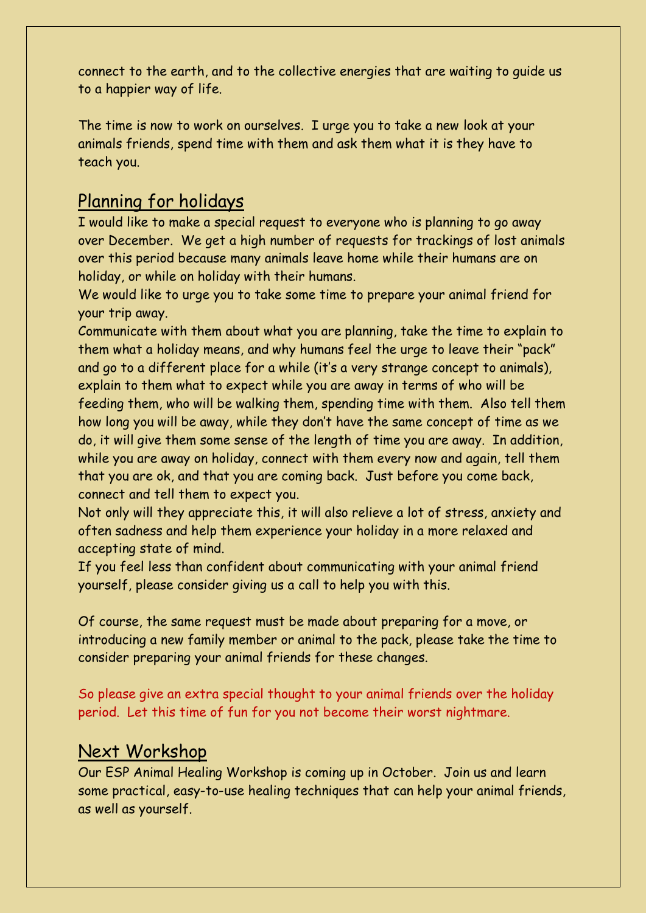connect to the earth, and to the collective energies that are waiting to guide us to a happier way of life.

The time is now to work on ourselves. I urge you to take a new look at your animals friends, spend time with them and ask them what it is they have to teach you.

## Planning for holidays

I would like to make a special request to everyone who is planning to go away over December. We get a high number of requests for trackings of lost animals over this period because many animals leave home while their humans are on holiday, or while on holiday with their humans.

We would like to urge you to take some time to prepare your animal friend for your trip away.

Communicate with them about what you are planning, take the time to explain to them what a holiday means, and why humans feel the urge to leave their "pack" and go to a different place for a while (it's a very strange concept to animals), explain to them what to expect while you are away in terms of who will be feeding them, who will be walking them, spending time with them. Also tell them how long you will be away, while they don't have the same concept of time as we do, it will give them some sense of the length of time you are away. In addition, while you are away on holiday, connect with them every now and again, tell them that you are ok, and that you are coming back. Just before you come back, connect and tell them to expect you.

Not only will they appreciate this, it will also relieve a lot of stress, anxiety and often sadness and help them experience your holiday in a more relaxed and accepting state of mind.

If you feel less than confident about communicating with your animal friend yourself, please consider giving us a call to help you with this.

Of course, the same request must be made about preparing for a move, or introducing a new family member or animal to the pack, please take the time to consider preparing your animal friends for these changes.

So please give an extra special thought to your animal friends over the holiday period. Let this time of fun for you not become their worst nightmare.

## Next Workshop

Our ESP Animal Healing Workshop is coming up in October. Join us and learn some practical, easy-to-use healing techniques that can help your animal friends, as well as yourself.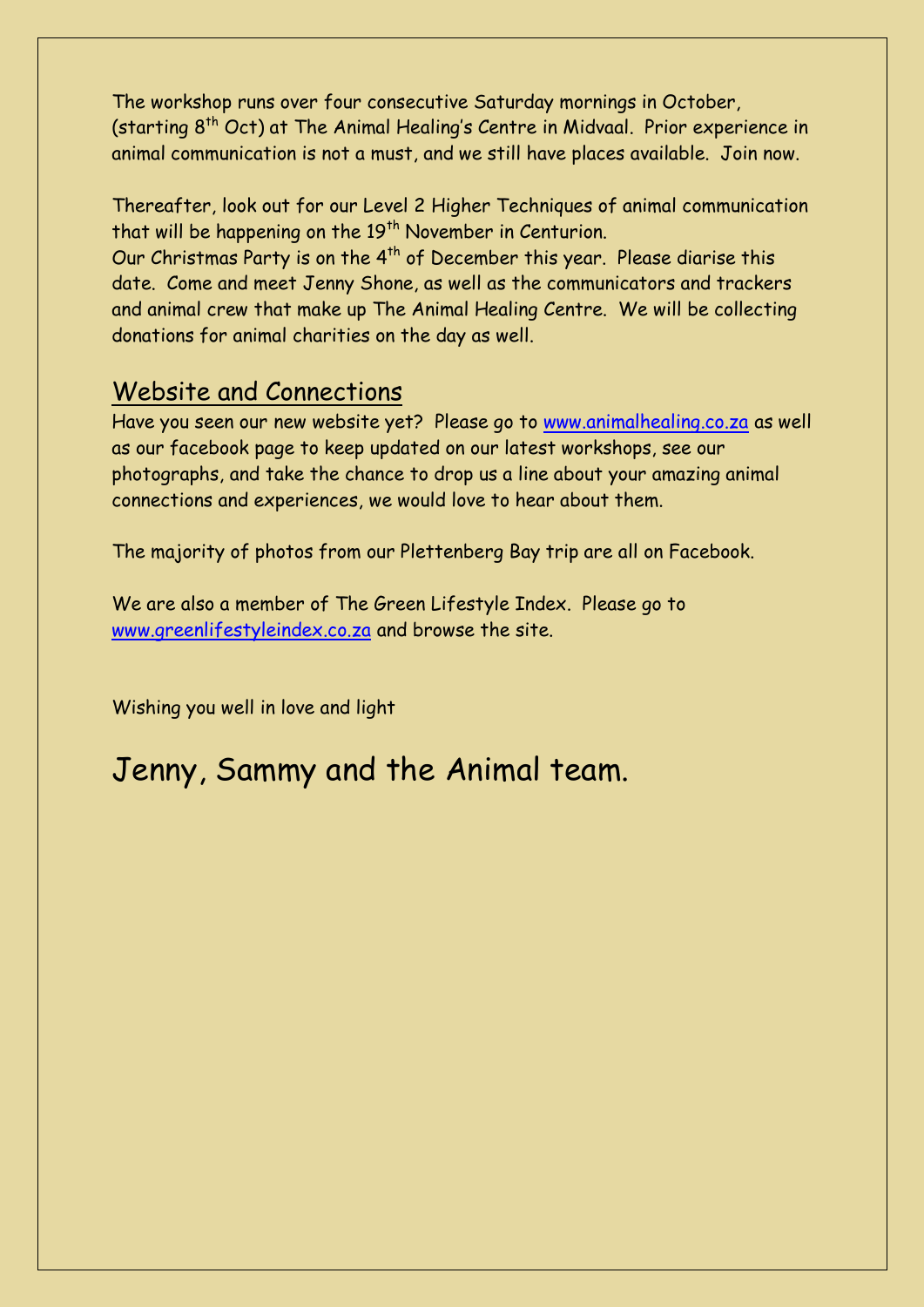The workshop runs over four consecutive Saturday mornings in October, (starting 8th Oct) at The Animal Healing's Centre in Midvaal. Prior experience in animal communication is not a must, and we still have places available. Join now.

Thereafter, look out for our Level 2 Higher Techniques of animal communication that will be happening on the 19th November in Centurion.
Our Christmas Party is on the 4th of December this year. Please diarise this date. Come and meet Jenny Shone, as well as the communicators and trackers and animal crew that make up The Animal Healing Centre. We will be collecting donations for animal charities on the day as well.

## Website and Connections

Have you seen our new website yet? Please go to www.animalhealing.co.za as well as our facebook page to keep updated on our latest workshops, see our photographs, and take the chance to drop us a line about your amazing animal connections and experiences, we would love to hear about them.

The majority of photos from our Plettenberg Bay trip are all on Facebook.

We are also a member of The Green Lifestyle Index. Please go to www.greenlifestyleindex.co.za and browse the site.

Wishing you well in love and light

# Jenny, Sammy and the Animal team.